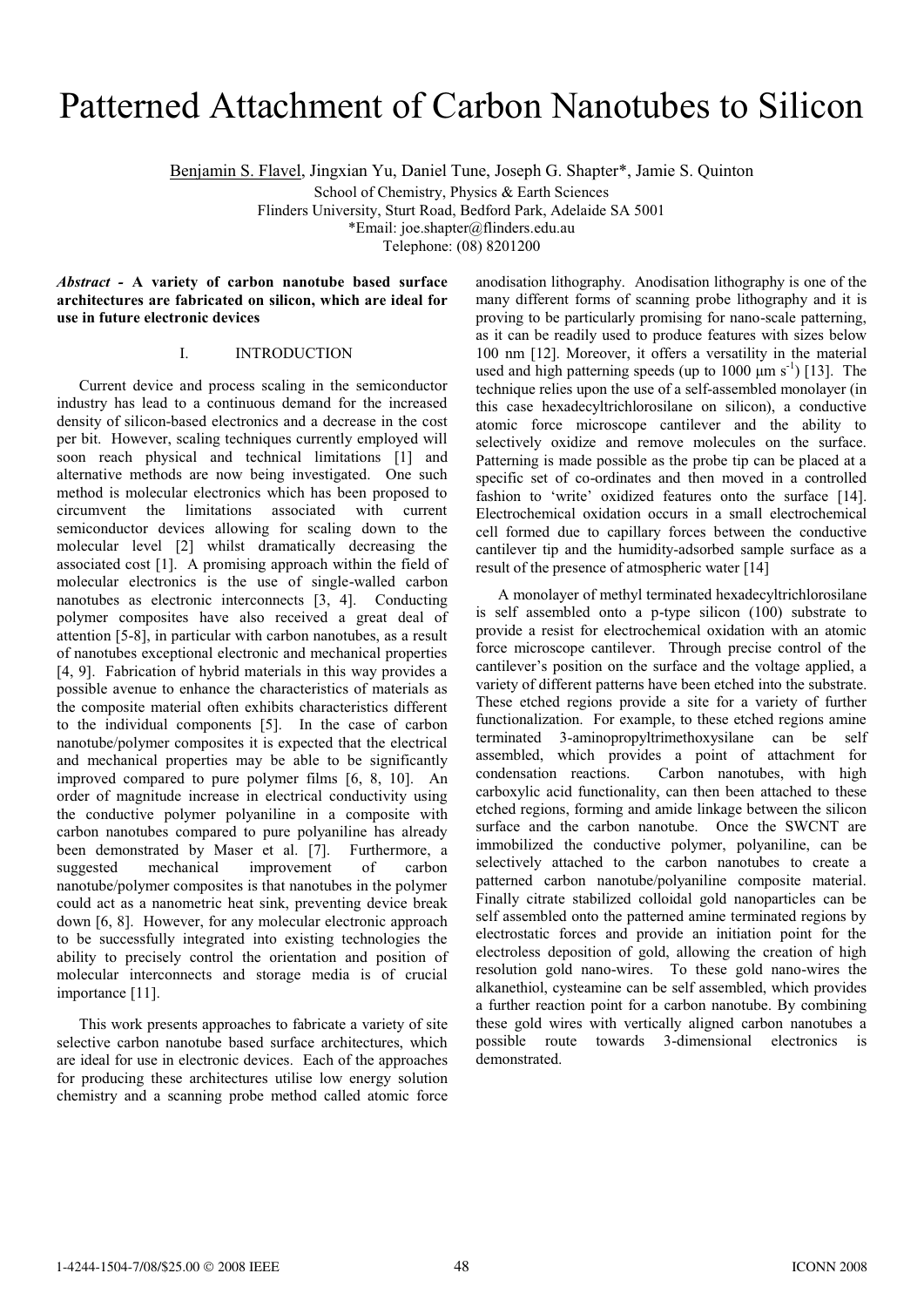# Patterned Attachment of Carbon Nanotubes to Silicon

Benjamin S. Flavel, Jingxian Yu, Daniel Tune, Joseph G. Shapter*, Jamie S. Quinton

School of Chemistry, Physics & Earth Sciences
Flinders University, Sturt Road, Bedford Park, Adelaide SA 5001
*Email: joe.shapter@flinders.edu.au
Telephone: (08) 8201200

***Abstract* - A variety of carbon nanotube based surface architectures are fabricated on silicon, which are ideal for use in future electronic devices**

## I. INTRODUCTION

Current device and process scaling in the semiconductor industry has lead to a continuous demand for the increased density of silicon-based electronics and a decrease in the cost per bit. However, scaling techniques currently employed will soon reach physical and technical limitations [1] and alternative methods are now being investigated. One such method is molecular electronics which has been proposed to circumvent the limitations associated with current semiconductor devices allowing for scaling down to the molecular level [2] whilst dramatically decreasing the associated cost [1]. A promising approach within the field of molecular electronics is the use of single-walled carbon nanotubes as electronic interconnects [3, 4]. Conducting polymer composites have also received a great deal of attention [5-8], in particular with carbon nanotubes, as a result of nanotubes exceptional electronic and mechanical properties [4, 9]. Fabrication of hybrid materials in this way provides a possible avenue to enhance the characteristics of materials as the composite material often exhibits characteristics different to the individual components [5]. In the case of carbon nanotube/polymer composites it is expected that the electrical and mechanical properties may be able to be significantly improved compared to pure polymer films [6, 8, 10]. An order of magnitude increase in electrical conductivity using the conductive polymer polyaniline in a composite with carbon nanotubes compared to pure polyaniline has already been demonstrated by Maser et al. [7]. Furthermore, a suggested mechanical improvement of carbon nanotube/polymer composites is that nanotubes in the polymer could act as a nanometric heat sink, preventing device break down [6, 8]. However, for any molecular electronic approach to be successfully integrated into existing technologies the ability to precisely control the orientation and position of molecular interconnects and storage media is of crucial importance [11].

This work presents approaches to fabricate a variety of site selective carbon nanotube based surface architectures, which are ideal for use in electronic devices. Each of the approaches for producing these architectures utilise low energy solution chemistry and a scanning probe method called atomic force anodisation lithography. Anodisation lithography is one of the many different forms of scanning probe lithography and it is proving to be particularly promising for nano-scale patterning, as it can be readily used to produce features with sizes below 100 nm [12]. Moreover, it offers a versatility in the material used and high patterning speeds (up to 1000 $\mu m\ s^{-1}$) [13]. The technique relies upon the use of a self-assembled monolayer (in this case hexadecyltrichlorosilane on silicon), a conductive atomic force microscope cantilever and the ability to selectively oxidize and remove molecules on the surface. Patterning is made possible as the probe tip can be placed at a specific set of co-ordinates and then moved in a controlled fashion to 'write' oxidized features onto the surface [14]. Electrochemical oxidation occurs in a small electrochemical cell formed due to capillary forces between the conductive cantilever tip and the humidity-adsorbed sample surface as a result of the presence of atmospheric water [14]

A monolayer of methyl terminated hexadecyltrichlorosilane is self assembled onto a p-type silicon (100) substrate to provide a resist for electrochemical oxidation with an atomic force microscope cantilever. Through precise control of the cantilever's position on the surface and the voltage applied, a variety of different patterns have been etched into the substrate. These etched regions provide a site for a variety of further functionalization. For example, to these etched regions amine terminated 3-aminopropyltrimethoxysilane can be self assembled, which provides a point of attachment for condensation reactions. Carbon nanotubes, with high carboxylic acid functionality, can then been attached to these etched regions, forming and amide linkage between the silicon surface and the carbon nanotube. Once the SWCNT are immobilized the conductive polymer, polyaniline, can be selectively attached to the carbon nanotubes to create a patterned carbon nanotube/polyaniline composite material. Finally citrate stabilized colloidal gold nanoparticles can be self assembled onto the patterned amine terminated regions by electrostatic forces and provide an initiation point for the electroless deposition of gold, allowing the creation of high resolution gold nano-wires. To these gold nano-wires the alkanethiol, cysteamine can be self assembled, which provides a further reaction point for a carbon nanotube. By combining these gold wires with vertically aligned carbon nanotubes a possible route towards 3-dimensional electronics is demonstrated.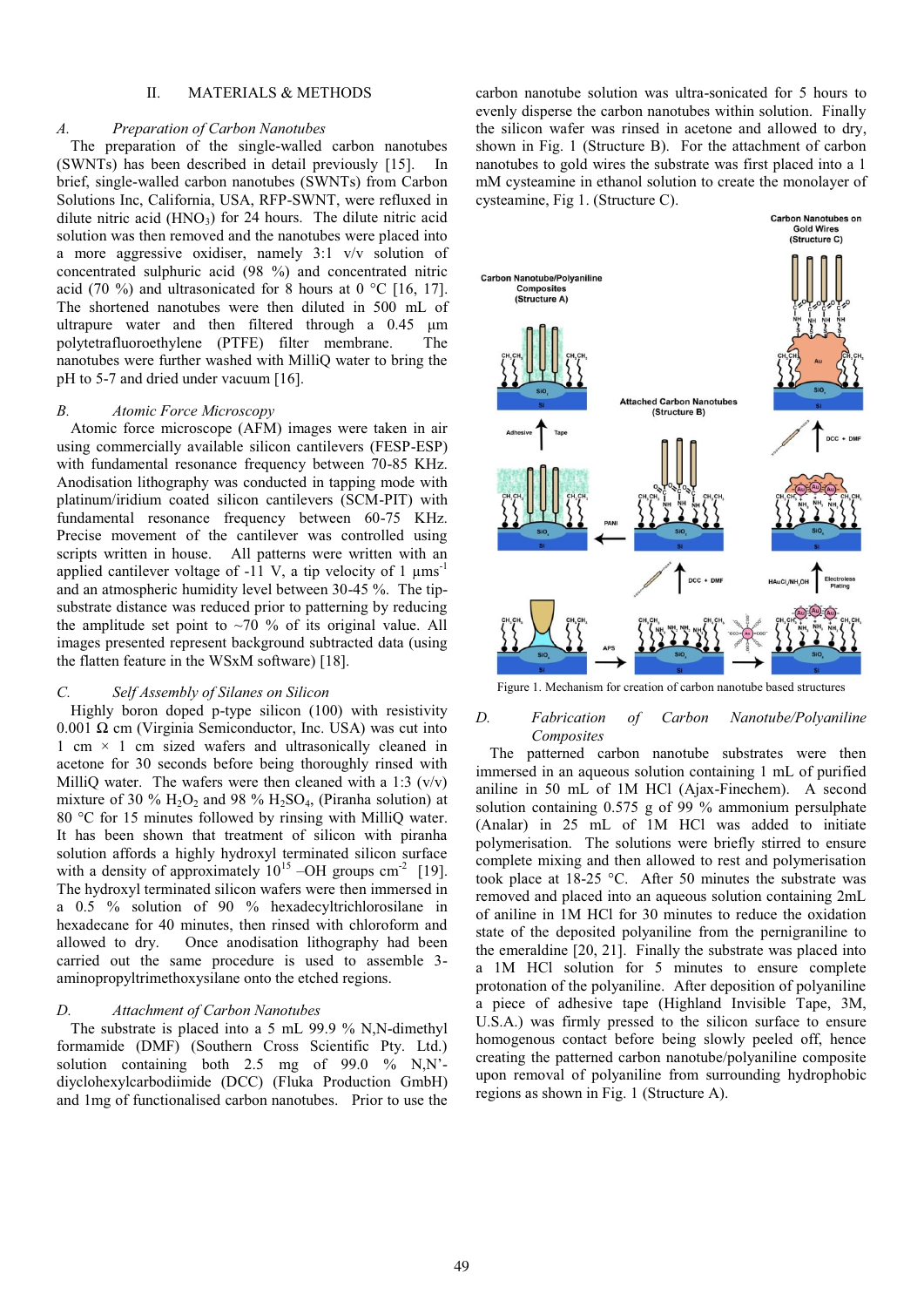## II. MATERIALS & METHODS

### A. Preparation of Carbon Nanotubes

The preparation of the single-walled carbon nanotubes (SWNTs) has been described in detail previously [15]. In brief, single-walled carbon nanotubes (SWNTs) from Carbon Solutions Inc, California, USA, RFP-SWNT, were refluxed in dilute nitric acid ($HNO_3$) for 24 hours. The dilute nitric acid solution was then removed and the nanotubes were placed into a more aggressive oxidiser, namely 3:1 v/v solution of concentrated sulphuric acid (98 %) and concentrated nitric acid (70 %) and ultrasonicated for 8 hours at 0 °C [16, 17]. The shortened nanotubes were then diluted in 500 mL of ultrapure water and then filtered through a 0.45 µm polytetrafluoroethylene (PTFE) filter membrane. The nanotubes were further washed with MilliQ water to bring the pH to 5-7 and dried under vacuum [16].

### B. Atomic Force Microscopy

Atomic force microscope (AFM) images were taken in air using commercially available silicon cantilevers (FESP-ESP) with fundamental resonance frequency between 70-85 KHz. Anodisation lithography was conducted in tapping mode with platinum/iridium coated silicon cantilevers (SCM-PIT) with fundamental resonance frequency between 60-75 KHz. Precise movement of the cantilever was controlled using scripts written in house. All patterns were written with an applied cantilever voltage of -11 V, a tip velocity of 1 $\mu ms^{-1}$ and an atmospheric humidity level between 30-45 %. The tip-substrate distance was reduced prior to patterning by reducing the amplitude set point to ~70 % of its original value. All images presented represent background subtracted data (using the flatten feature in the WSxM software) [18].

### C. Self Assembly of Silanes on Silicon

Highly boron doped p-type silicon (100) with resistivity 0.001 Ω cm (Virginia Semiconductor, Inc. USA) was cut into 1 cm × 1 cm sized wafers and ultrasonically cleaned in acetone for 30 seconds before being thoroughly rinsed with MilliQ water. The wafers were then cleaned with a 1:3 (v/v) mixture of 30 % $H_2O_2$ and 98 % $H_2SO_4$, (Piranha solution) at 80 °C for 15 minutes followed by rinsing with MilliQ water. It has been shown that treatment of silicon with piranha solution affords a highly hydroxyl terminated silicon surface with a density of approximately $10^{15}$ –OH groups $cm^{-2}$ [19]. The hydroxyl terminated silicon wafers were then immersed in a 0.5 % solution of 90 % hexadecyltrichlorosilane in hexadecane for 40 minutes, then rinsed with chloroform and allowed to dry. Once anodisation lithography had been carried out the same procedure is used to assemble 3-aminopropyltrimethoxysilane onto the etched regions.

### D. Attachment of Carbon Nanotubes

The substrate is placed into a 5 mL 99.9 % N,N-dimethyl formamide (DMF) (Southern Cross Scientific Pty. Ltd.) solution containing both 2.5 mg of 99.0 % N,N'-diyclohexylcarbodiimide (DCC) (Fluka Production GmbH) and 1mg of functionalised carbon nanotubes. Prior to use the carbon nanotube solution was ultra-sonicated for 5 hours to evenly disperse the carbon nanotubes within solution. Finally the silicon wafer was rinsed in acetone and allowed to dry, shown in Fig. 1 (Structure B). For the attachment of carbon nanotubes to gold wires the substrate was first placed into a 1 mM cysteamine in ethanol solution to create the monolayer of cysteamine, Fig 1. (Structure C).

Figure 1. Mechanism for creation of carbon nanotube based structures

### D. Fabrication of Carbon Nanotube/Polyaniline Composites

The patterned carbon nanotube substrates were then immersed in an aqueous solution containing 1 mL of purified aniline in 50 mL of 1M HCl (Ajax-Finechem). A second solution containing 0.575 g of 99 % ammonium persulphate (Analar) in 25 mL of 1M HCl was added to initiate polymerisation. The solutions were briefly stirred to ensure complete mixing and then allowed to rest and polymerisation took place at 18-25 °C. After 50 minutes the substrate was removed and placed into an aqueous solution containing 2mL of aniline in 1M HCl for 30 minutes to reduce the oxidation state of the deposited polyaniline from the pernigraniline to the emeraldine [20, 21]. Finally the substrate was placed into a 1M HCl solution for 5 minutes to ensure complete protonation of the polyaniline. After deposition of polyaniline a piece of adhesive tape (Highland Invisible Tape, 3M, U.S.A.) was firmly pressed to the silicon surface to ensure homogenous contact before being slowly peeled off, hence creating the patterned carbon nanotube/polyaniline composite upon removal of polyaniline from surrounding hydrophobic regions as shown in Fig. 1 (Structure A).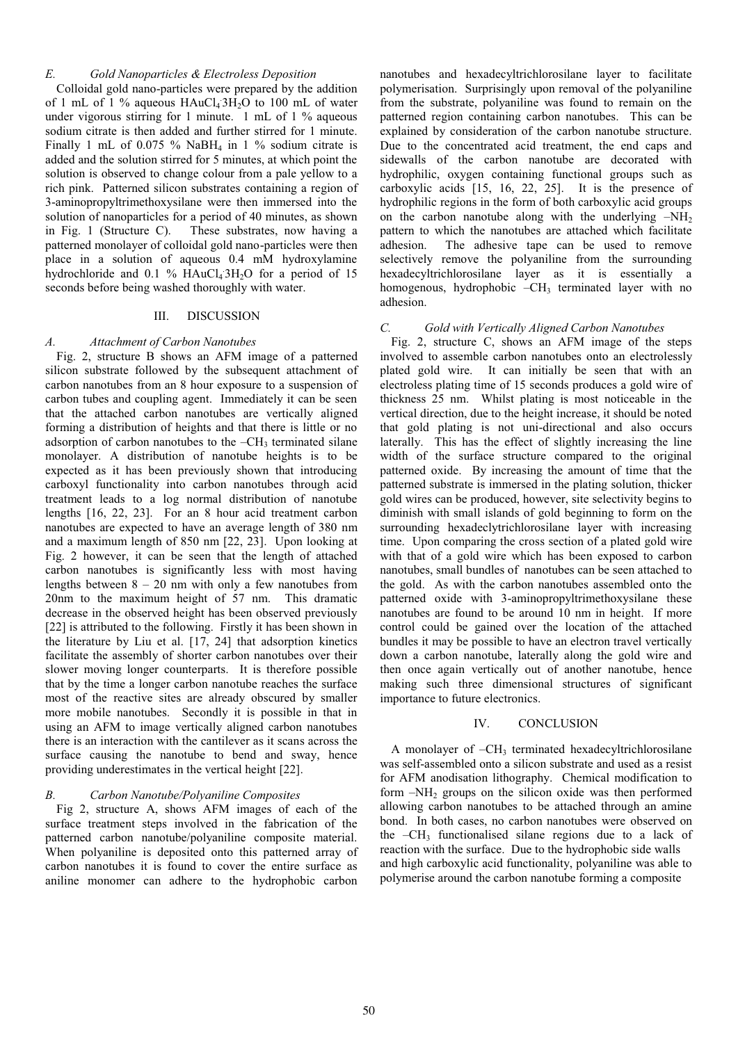### *E. Gold Nanoparticles & Electroless Deposition*

Colloidal gold nano-particles were prepared by the addition of 1 mL of 1 % aqueous $HAuCl_4{\cdot}3H_2O$ to 100 mL of water under vigorous stirring for 1 minute. 1 mL of 1 % aqueous sodium citrate is then added and further stirred for 1 minute. Finally 1 mL of 0.075 % $NaBH_4$ in 1 % sodium citrate is added and the solution stirred for 5 minutes, at which point the solution is observed to change colour from a pale yellow to a rich pink. Patterned silicon substrates containing a region of 3-aminopropyltrimethoxysilane were then immersed into the solution of nanoparticles for a period of 40 minutes, as shown in Fig. 1 (Structure C). These substrates, now having a patterned monolayer of colloidal gold nano-particles were then place in a solution of aqueous 0.4 mM hydroxylamine hydrochloride and 0.1 % $HAuCl_4{\cdot}3H_2O$ for a period of 15 seconds before being washed thoroughly with water.

## III. DISCUSSION

### *A. Attachment of Carbon Nanotubes*

Fig. 2, structure B shows an AFM image of a patterned silicon substrate followed by the subsequent attachment of carbon nanotubes from an 8 hour exposure to a suspension of carbon tubes and coupling agent. Immediately it can be seen that the attached carbon nanotubes are vertically aligned forming a distribution of heights and that there is little or no adsorption of carbon nanotubes to the $-CH_3$ terminated silane monolayer. A distribution of nanotube heights is to be expected as it has been previously shown that introducing carboxyl functionality into carbon nanotubes through acid treatment leads to a log normal distribution of nanotube lengths [16, 22, 23]. For an 8 hour acid treatment carbon nanotubes are expected to have an average length of 380 nm and a maximum length of 850 nm [22, 23]. Upon looking at Fig. 2 however, it can be seen that the length of attached carbon nanotubes is significantly less with most having lengths between 8 – 20 nm with only a few nanotubes from 20nm to the maximum height of 57 nm. This dramatic decrease in the observed height has been observed previously [22] is attributed to the following. Firstly it has been shown in the literature by Liu et al. [17, 24] that adsorption kinetics facilitate the assembly of shorter carbon nanotubes over their slower moving longer counterparts. It is therefore possible that by the time a longer carbon nanotube reaches the surface most of the reactive sites are already obscured by smaller more mobile nanotubes. Secondly it is possible in that in using an AFM to image vertically aligned carbon nanotubes there is an interaction with the cantilever as it scans across the surface causing the nanotube to bend and sway, hence providing underestimates in the vertical height [22].

### *B. Carbon Nanotube/Polyaniline Composites*

Fig 2, structure A, shows AFM images of each of the surface treatment steps involved in the fabrication of the patterned carbon nanotube/polyaniline composite material. When polyaniline is deposited onto this patterned array of carbon nanotubes it is found to cover the entire surface as aniline monomer can adhere to the hydrophobic carbon nanotubes and hexadecyltrichlorosilane layer to facilitate polymerisation. Surprisingly upon removal of the polyaniline from the substrate, polyaniline was found to remain on the patterned region containing carbon nanotubes. This can be explained by consideration of the carbon nanotube structure. Due to the concentrated acid treatment, the end caps and sidewalls of the carbon nanotube are decorated with hydrophilic, oxygen containing functional groups such as carboxylic acids [15, 16, 22, 25]. It is the presence of hydrophilic regions in the form of both carboxylic acid groups on the carbon nanotube along with the underlying $-NH_2$ pattern to which the nanotubes are attached which facilitate adhesion. The adhesive tape can be used to remove selectively remove the polyaniline from the surrounding hexadecyltrichlorosilane layer as it is essentially a homogenous, hydrophobic $-CH_3$ terminated layer with no adhesion.

### *C. Gold with Vertically Aligned Carbon Nanotubes*

Fig. 2, structure C, shows an AFM image of the steps involved to assemble carbon nanotubes onto an electrolessly plated gold wire. It can initially be seen that with an electroless plating time of 15 seconds produces a gold wire of thickness 25 nm. Whilst plating is most noticeable in the vertical direction, due to the height increase, it should be noted that gold plating is not uni-directional and also occurs laterally. This has the effect of slightly increasing the line width of the surface structure compared to the original patterned oxide. By increasing the amount of time that the patterned substrate is immersed in the plating solution, thicker gold wires can be produced, however, site selectivity begins to diminish with small islands of gold beginning to form on the surrounding hexadeclytrichlorosilane layer with increasing time. Upon comparing the cross section of a plated gold wire with that of a gold wire which has been exposed to carbon nanotubes, small bundles of nanotubes can be seen attached to the gold. As with the carbon nanotubes assembled onto the patterned oxide with 3-aminopropyltrimethoxysilane these nanotubes are found to be around 10 nm in height. If more control could be gained over the location of the attached bundles it may be possible to have an electron travel vertically down a carbon nanotube, laterally along the gold wire and then once again vertically out of another nanotube, hence making such three dimensional structures of significant importance to future electronics.

## IV. CONCLUSION

A monolayer of $-CH_3$ terminated hexadecyltrichlorosilane was self-assembled onto a silicon substrate and used as a resist for AFM anodisation lithography. Chemical modification to form $-NH_2$ groups on the silicon oxide was then performed allowing carbon nanotubes to be attached through an amine bond. In both cases, no carbon nanotubes were observed on the $-CH_3$ functionalised silane regions due to a lack of reaction with the surface. Due to the hydrophobic side walls and high carboxylic acid functionality, polyaniline was able to polymerise around the carbon nanotube forming a composite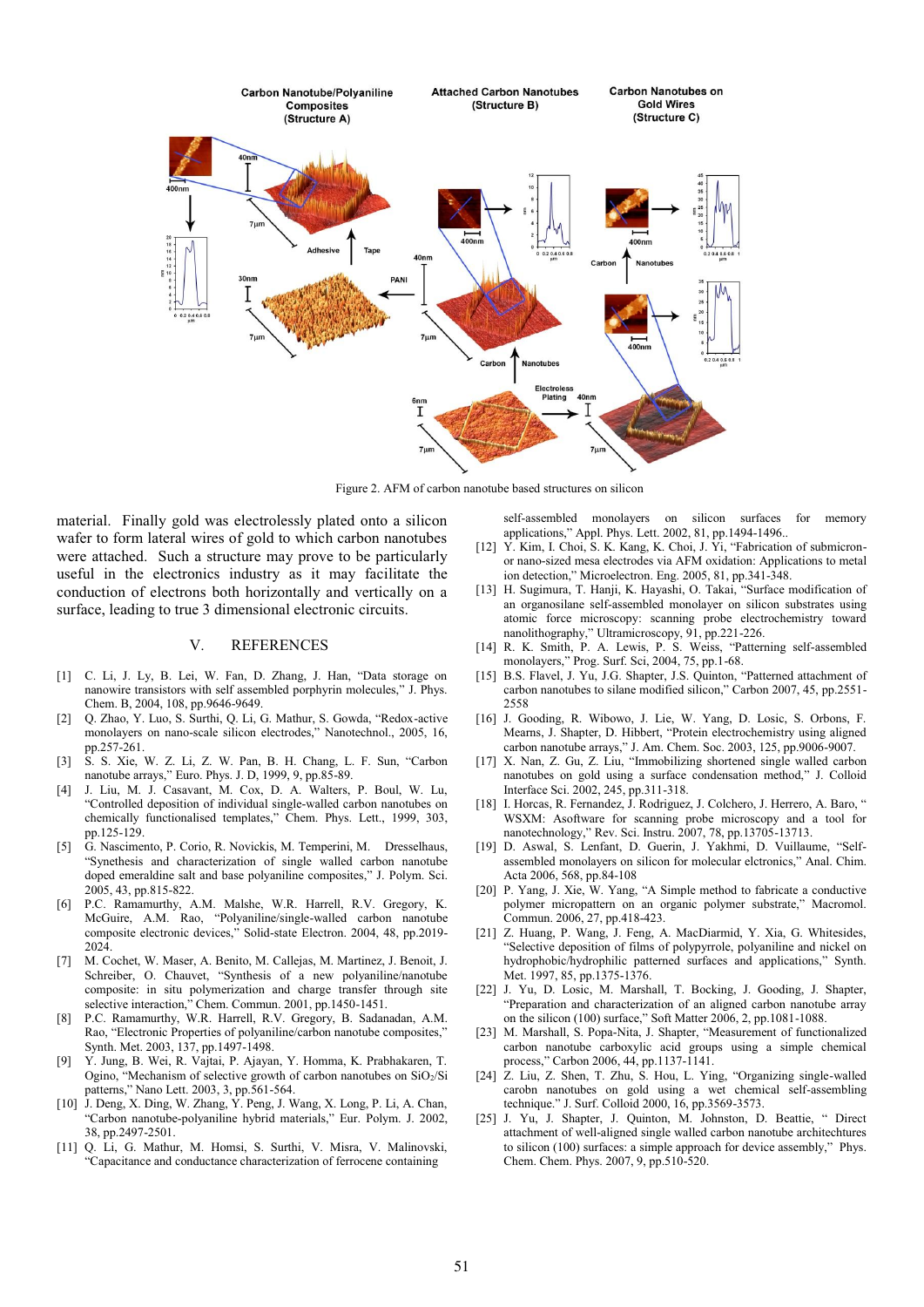Carbon Nanotube/Polyaniline Composites (Structure A)

Attached Carbon Nanotubes (Structure B)

Carbon Nanotubes on Gold Wires (Structure C)

Figure 2. AFM of carbon nanotube based structures on silicon

material. Finally gold was electrolessly plated onto a silicon wafer to form lateral wires of gold to which carbon nanotubes were attached. Such a structure may prove to be particularly useful in the electronics industry as it may facilitate the conduction of electrons both horizontally and vertically on a surface, leading to true 3 dimensional electronic circuits.

## V. REFERENCES

[1] C. Li, J. Ly, B. Lei, W. Fan, D. Zhang, J. Han, "Data storage on nanowire transistors with self assembled porphyrin molecules," J. Phys. Chem. B, 2004, 108, pp.9646-9649.

[2] Q. Zhao, Y. Luo, S. Surthi, Q. Li, G. Mathur, S. Gowda, "Redox-active monolayers on nano-scale silicon electrodes," Nanotechnol., 2005, 16, pp.257-261.

[3] S. S. Xie, W. Z. Li, Z. W. Pan, B. H. Chang, L. F. Sun, "Carbon nanotube arrays," Euro. Phys. J. D, 1999, 9, pp.85-89.

[4] J. Liu, M. J. Casavant, M. Cox, D. A. Walters, P. Boul, W. Lu, "Controlled deposition of individual single-walled carbon nanotubes on chemically functionalised templates," Chem. Phys. Lett., 1999, 303, pp.125-129.

[5] G. Nascimento, P. Corio, R. Novickis, M. Temperini, M. Dresselhaus, "Synthesis and characterization of single walled carbon nanotube doped emeraldine salt and base polyaniline composites," J. Polym. Sci. 2005, 43, pp.815-822.

[6] P.C. Ramamurthy, A.M. Malshe, W.R. Harrell, R.V. Gregory, K. McGuire, A.M. Rao, "Polyaniline/single-walled carbon nanotube composite electronic devices," Solid-state Electron. 2004, 48, pp.2019-2024.

[7] M. Cochet, W. Maser, A. Benito, M. Callejas, M. Martinez, J. Benoit, J. Schreiber, O. Chauvet, "Synthesis of a new polyaniline/nanotube composite: in situ polymerization and charge transfer through site selective interaction," Chem. Commun. 2001, pp.1450-1451.

[8] P.C. Ramamurthy, W.R. Harrell, R.V. Gregory, B. Sadanadan, A.M. Rao, "Electronic Properties of polyaniline/carbon nanotube composites," Synth. Met. 2003, 137, pp.1497-1498.

[9] Y. Jung, B. Wei, R. Vajtai, P. Ajayan, Y. Homma, K. Prabhakaren, T. Ogino, "Mechanism of selective growth of carbon nanotubes on $SiO_2$/Si patterns," Nano Lett. 2003, 3, pp.561-564.

[10] J. Deng, X. Ding, W. Zhang, Y. Peng, J. Wang, X. Long, P. Li, A. Chan, "Carbon nanotube-polyaniline hybrid materials," Eur. Polym. J. 2002, 38, pp.2497-2501.

[11] Q. Li, G. Mathur, M. Homsi, S. Surthi, V. Misra, V. Malinovski, "Capacitance and conductance characterization of ferrocene containing self-assembled monolayers on silicon surfaces for memory applications," Appl. Phys. Lett. 2002, 81, pp.1494-1496..

[12] Y. Kim, I. Choi, S. K. Kang, K. Choi, J. Yi, "Fabrication of submicron- or nano-sized mesa electrodes via AFM oxidation: Applications to metal ion detection," Microelectron. Eng. 2005, 81, pp.341-348.

[13] H. Sugimura, T. Hanji, K. Hayashi, O. Takai, "Surface modification of an organosilane self-assembled monolayer on silicon substrates using atomic force microscopy: scanning probe electrochemistry toward nanolithography," Ultramicroscopy, 91, pp.221-226.

[14] R. K. Smith, P. A. Lewis, P. S. Weiss, "Patterning self-assembled monolayers," Prog. Surf. Sci, 2004, 75, pp.1-68.

[15] B.S. Flavel, J. Yu, J.G. Shapter, J.S. Quinton, "Patterned attachment of carbon nanotubes to silane modified silicon," Carbon 2007, 45, pp.2551-2558

[16] J. Gooding, R. Wibowo, J. Lie, W. Yang, D. Losic, S. Orbons, F. Mearns, J. Shapter, D. Hibbert, "Protein electrochemistry using aligned carbon nanotube arrays," J. Am. Chem. Soc. 2003, 125, pp.9006-9007.

[17] X. Nan, Z. Gu, Z. Liu, "Immobilizing shortened single walled carbon nanotubes on gold using a surface condensation method," J. Colloid Interface Sci. 2002, 245, pp.311-318.

[18] I. Horcas, R. Fernandez, J. Rodriguez, J. Colchero, J. Herrero, A. Baro, " WSXM: Asoftware for scanning probe microscopy and a tool for nanotechnology," Rev. Sci. Instru. 2007, 78, pp.13705-13713.

[19] D. Aswal, S. Lenfant, D. Guerin, J. Yakhmi, D. Vuillaume, "Self-assembled monolayers on silicon for molecular elctronics," Anal. Chim. Acta 2006, 568, pp.84-108

[20] P. Yang, J. Xie, W. Yang, "A Simple method to fabricate a conductive polymer micropattern on an organic polymer substrate," Macromol. Commun. 2006, 27, pp.418-423.

[21] Z. Huang, P. Wang, J. Feng, A. MacDiarmid, Y. Xia, G. Whitesides, "Selective deposition of films of polypyrrole, polyaniline and nickel on hydrophobic/hydrophilic patterned surfaces and applications," Synth. Met. 1997, 85, pp.1375-1376.

[22] J. Yu, D. Losic, M. Marshall, T. Bocking, J. Gooding, J. Shapter, "Preparation and characterization of an aligned carbon nanotube array on the silicon (100) surface," Soft Matter 2006, 2, pp.1081-1088.

[23] M. Marshall, S. Popa-Nita, J. Shapter, "Measurement of functionalized carbon nanotube carboxylic acid groups using a simple chemical process," Carbon 2006, 44, pp.1137-1141.

[24] Z. Liu, Z. Shen, T. Zhu, S. Hou, L. Ying, "Organizing single-walled carobn nanotubes on gold using a wet chemical self-assembling technique." J. Surf. Colloid 2000, 16, pp.3569-3573.

[25] J. Yu, J. Shapter, J. Quinton, M. Johnston, D. Beattie, " Direct attachment of well-aligned single walled carbon nanotube architechtures to silicon (100) surfaces: a simple approach for device assembly," Phys. Chem. Chem. Phys. 2007, 9, pp.510-520.